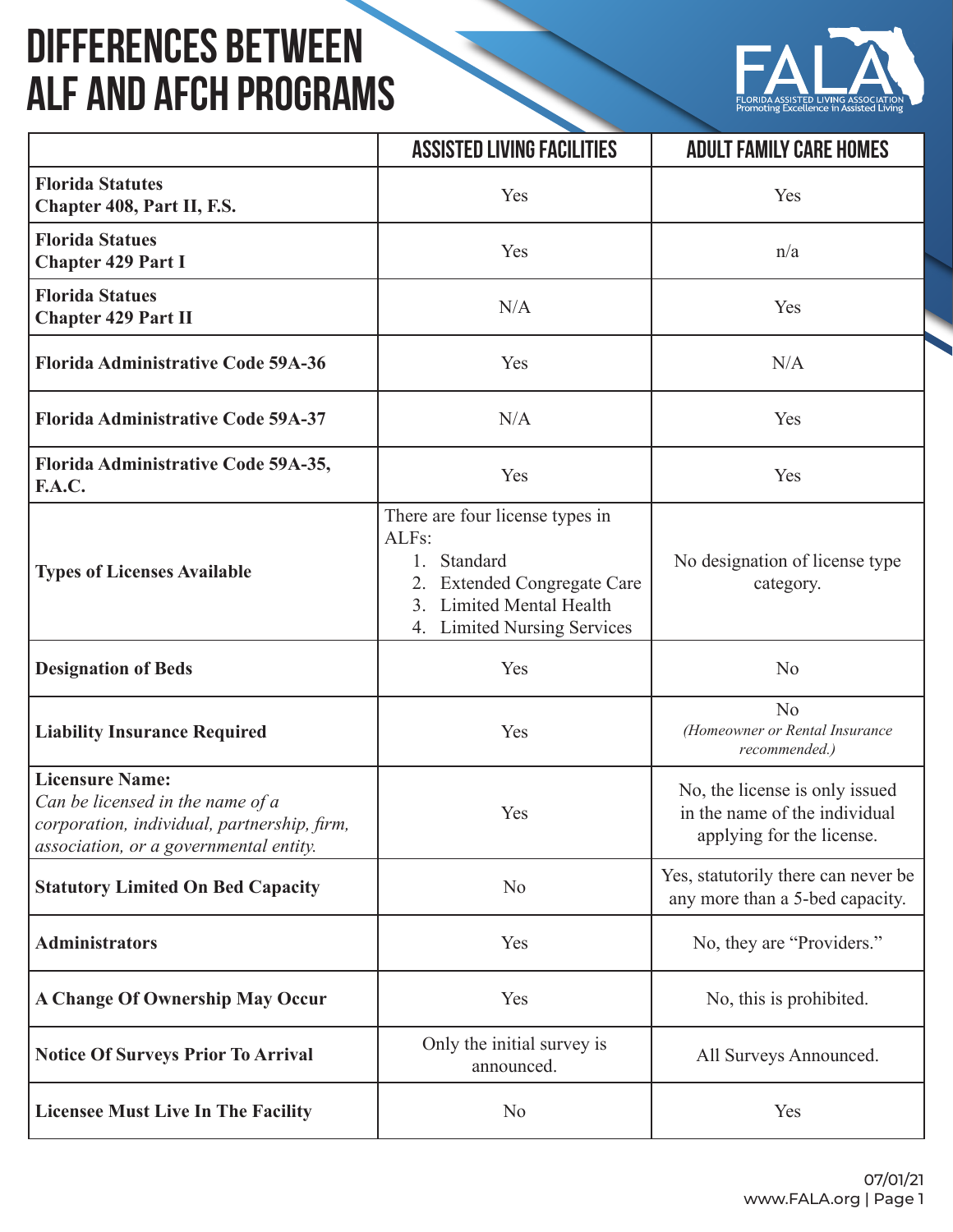# DIFFERENCES BETWEEN ALF AND AFCH PROGRAMS

FALA
FLORIDA ASSISTED LIVING ASSOCIATION
Promoting Excellence in Assisted Living

| | ASSISTED LIVING FACILITIES | ADULT FAMILY CARE HOMES |
|---|---|---|
| **Florida Statutes Chapter 408, Part II, F.S.** | Yes | Yes |
| **Florida Statues Chapter 429 Part I** | Yes | n/a |
| **Florida Statues Chapter 429 Part II** | N/A | Yes |
| **Florida Administrative Code 59A-36** | Yes | N/A |
| **Florida Administrative Code 59A-37** | N/A | Yes |
| **Florida Administrative Code 59A-35, F.A.C.** | Yes | Yes |
| **Types of Licenses Available** | There are four license types in ALFs: 1. Standard 2. Extended Congregate Care 3. Limited Mental Health 4. Limited Nursing Services | No designation of license type category. |
| **Designation of Beds** | Yes | No |
| **Liability Insurance Required** | Yes | No *(Homeowner or Rental Insurance recommended.)* |
| **Licensure Name:** *Can be licensed in the name of a corporation, individual, partnership, firm, association, or a governmental entity.* | Yes | No, the license is only issued in the name of the individual applying for the license. |
| **Statutory Limited On Bed Capacity** | No | Yes, statutorily there can never be any more than a 5-bed capacity. |
| **Administrators** | Yes | No, they are "Providers." |
| **A Change Of Ownership May Occur** | Yes | No, this is prohibited. |
| **Notice Of Surveys Prior To Arrival** | Only the initial survey is announced. | All Surveys Announced. |
| **Licensee Must Live In The Facility** | No | Yes |

07/01/21
www.FALA.org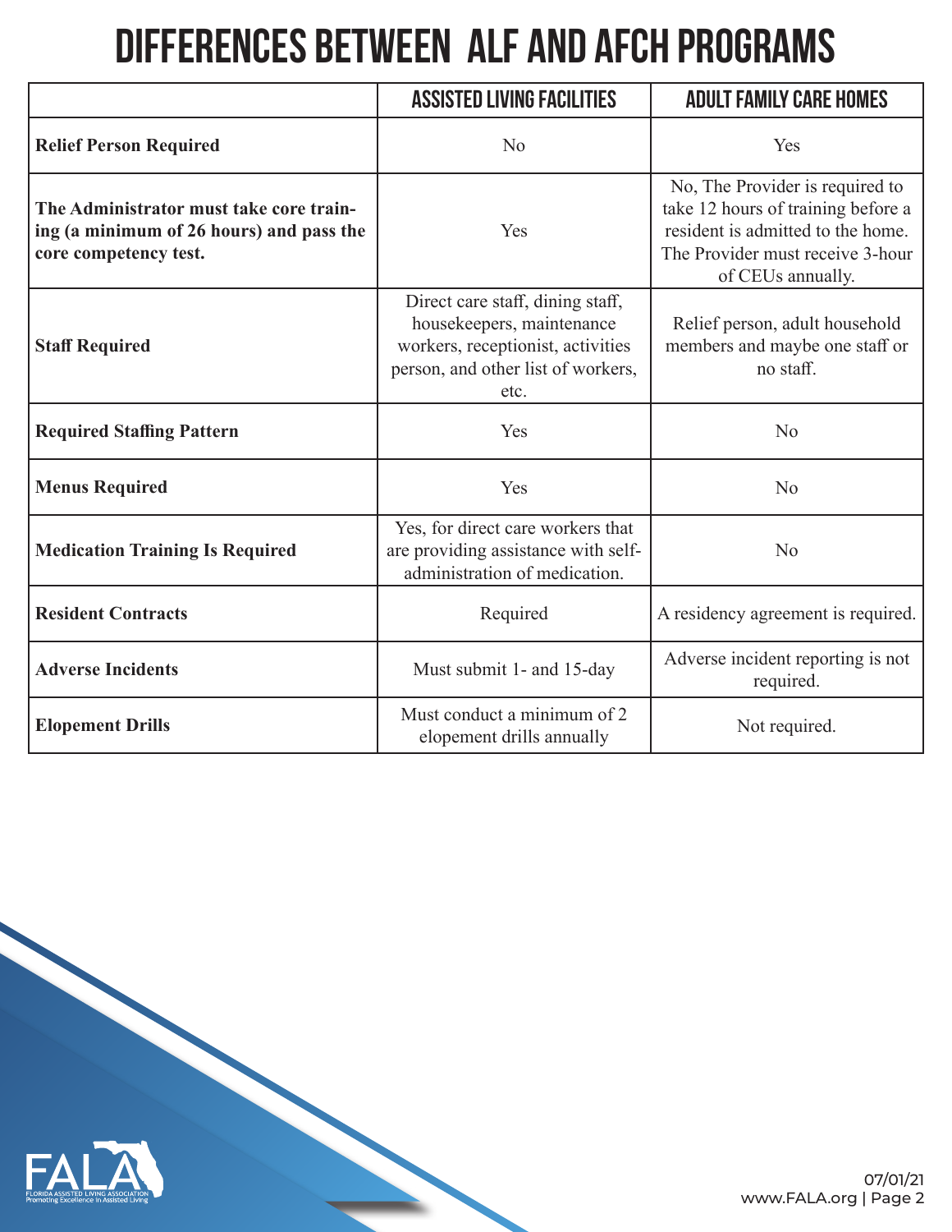# DIFFERENCES BETWEEN ALF AND AFCH PROGRAMS

| | ASSISTED LIVING FACILITIES | ADULT FAMILY CARE HOMES |
|---|---|---|
| **Relief Person Required** | No | Yes |
| **The Administrator must take core training (a minimum of 26 hours) and pass the core competency test.** | Yes | No, The Provider is required to take 12 hours of training before a resident is admitted to the home. The Provider must receive 3-hour of CEUs annually. |
| **Staff Required** | Direct care staff, dining staff, housekeepers, maintenance workers, receptionist, activities person, and other list of workers, etc. | Relief person, adult household members and maybe one staff or no staff. |
| **Required Staffing Pattern** | Yes | No |
| **Menus Required** | Yes | No |
| **Medication Training Is Required** | Yes, for direct care workers that are providing assistance with self-administration of medication. | No |
| **Resident Contracts** | Required | A residency agreement is required. |
| **Adverse Incidents** | Must submit 1- and 15-day | Adverse incident reporting is not required. |
| **Elopement Drills** | Must conduct a minimum of 2 elopement drills annually | Not required. |

FALA
FLORIDA ASSISTED LIVING ASSOCIATION
Promoting Excellence in Assisted Living

07/01/21
www.FALA.org